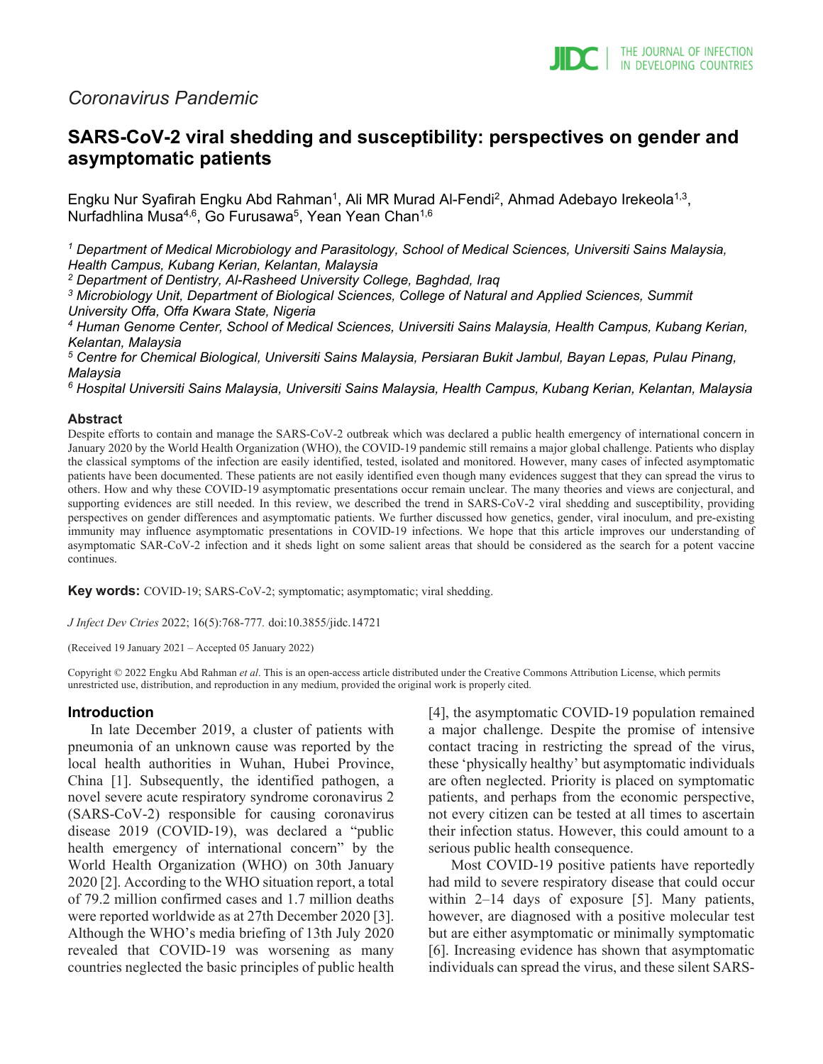*Coronavirus Pandemic*

# SARS-CoV-2 viral shedding and susceptibility: perspectives on gender and asymptomatic patients

Engku Nur Syafirah Engku Abd Rahman[1], Ali MR Murad Al-Fendi[2], Ahmad Adebayo Irekeola[1,3], Nurfadhlina Musa[4,6], Go Furusawa[5], Yean Yean Chan[1,6]

*[1] Department of Medical Microbiology and Parasitology, School of Medical Sciences, Universiti Sains Malaysia, Health Campus, Kubang Kerian, Kelantan, Malaysia*
*[2] Department of Dentistry, Al-Rasheed University College, Baghdad, Iraq*
*[3] Microbiology Unit, Department of Biological Sciences, College of Natural and Applied Sciences, Summit University Offa, Offa Kwara State, Nigeria*
*[4] Human Genome Center, School of Medical Sciences, Universiti Sains Malaysia, Health Campus, Kubang Kerian, Kelantan, Malaysia*
*[5] Centre for Chemical Biological, Universiti Sains Malaysia, Persiaran Bukit Jambul, Bayan Lepas, Pulau Pinang, Malaysia*
*[6] Hospital Universiti Sains Malaysia, Universiti Sains Malaysia, Health Campus, Kubang Kerian, Kelantan, Malaysia*

## Abstract

Despite efforts to contain and manage the SARS-CoV-2 outbreak which was declared a public health emergency of international concern in January 2020 by the World Health Organization (WHO), the COVID-19 pandemic still remains a major global challenge. Patients who display the classical symptoms of the infection are easily identified, tested, isolated and monitored. However, many cases of infected asymptomatic patients have been documented. These patients are not easily identified even though many evidences suggest that they can spread the virus to others. How and why these COVID-19 asymptomatic presentations occur remain unclear. The many theories and views are conjectural, and supporting evidences are still needed. In this review, we described the trend in SARS-CoV-2 viral shedding and susceptibility, providing perspectives on gender differences and asymptomatic patients. We further discussed how genetics, gender, viral inoculum, and pre-existing immunity may influence asymptomatic presentations in COVID-19 infections. We hope that this article improves our understanding of asymptomatic SAR-CoV-2 infection and it sheds light on some salient areas that should be considered as the search for a potent vaccine continues.

**Key words:** COVID-19; SARS-CoV-2; symptomatic; asymptomatic; viral shedding.

*J Infect Dev Ctries* 2022; 16(5):768-777. doi:10.3855/jidc.14721

(Received 19 January 2021 – Accepted 05 January 2022)

Copyright © 2022 Engku Abd Rahman *et al*. This is an open-access article distributed under the Creative Commons Attribution License, which permits unrestricted use, distribution, and reproduction in any medium, provided the original work is properly cited.

## Introduction

In late December 2019, a cluster of patients with pneumonia of an unknown cause was reported by the local health authorities in Wuhan, Hubei Province, China [1]. Subsequently, the identified pathogen, a novel severe acute respiratory syndrome coronavirus 2 (SARS-CoV-2) responsible for causing coronavirus disease 2019 (COVID-19), was declared a "public health emergency of international concern" by the World Health Organization (WHO) on 30th January 2020 [2]. According to the WHO situation report, a total of 79.2 million confirmed cases and 1.7 million deaths were reported worldwide as at 27th December 2020 [3]. Although the WHO's media briefing of 13th July 2020 revealed that COVID-19 was worsening as many countries neglected the basic principles of public health [4], the asymptomatic COVID-19 population remained a major challenge. Despite the promise of intensive contact tracing in restricting the spread of the virus, these 'physically healthy' but asymptomatic individuals are often neglected. Priority is placed on symptomatic patients, and perhaps from the economic perspective, not every citizen can be tested at all times to ascertain their infection status. However, this could amount to a serious public health consequence.

Most COVID-19 positive patients have reportedly had mild to severe respiratory disease that could occur within 2–14 days of exposure [5]. Many patients, however, are diagnosed with a positive molecular test but are either asymptomatic or minimally symptomatic [6]. Increasing evidence has shown that asymptomatic individuals can spread the virus, and these silent SARS-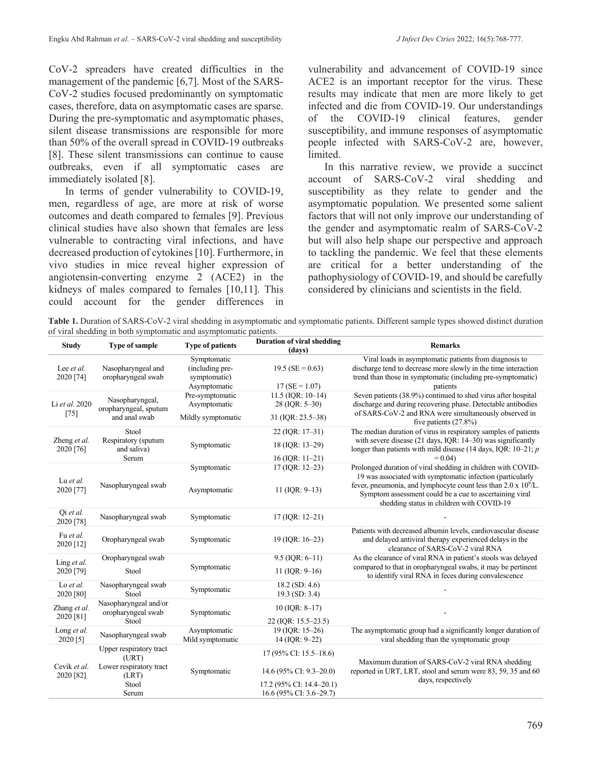CoV-2 spreaders have created difficulties in the management of the pandemic [6,7]. Most of the SARS-CoV-2 studies focused predominantly on symptomatic cases, therefore, data on asymptomatic cases are sparse. During the pre-symptomatic and asymptomatic phases, silent disease transmissions are responsible for more than 50% of the overall spread in COVID-19 outbreaks [8]. These silent transmissions can continue to cause outbreaks, even if all symptomatic cases are immediately isolated [8].

In terms of gender vulnerability to COVID-19, men, regardless of age, are more at risk of worse outcomes and death compared to females [9]. Previous clinical studies have also shown that females are less vulnerable to contracting viral infections, and have decreased production of cytokines [10]. Furthermore, in vivo studies in mice reveal higher expression of angiotensin-converting enzyme 2 (ACE2) in the kidneys of males compared to females [10,11]. This could account for the gender differences in vulnerability and advancement of COVID-19 since ACE2 is an important receptor for the virus. These results may indicate that men are more likely to get infected and die from COVID-19. Our understandings of the COVID-19 clinical features, gender susceptibility, and immune responses of asymptomatic people infected with SARS-CoV-2 are, however, limited.

In this narrative review, we provide a succinct account of SARS-CoV-2 viral shedding and susceptibility as they relate to gender and the asymptomatic population. We presented some salient factors that will not only improve our understanding of the gender and asymptomatic realm of SARS-CoV-2 but will also help shape our perspective and approach to tackling the pandemic. We feel that these elements are critical for a better understanding of the pathophysiology of COVID-19, and should be carefully considered by clinicians and scientists in the field.

**Table 1.** Duration of SARS-CoV-2 viral shedding in asymptomatic and symptomatic patients. Different sample types showed distinct duration of viral shedding in both symptomatic and asymptomatic patients.

| Study | Type of sample | Type of patients | Duration of viral shedding (days) | Remarks |
|---|---|---|---|---|
| Lee *et al.* 2020 [74] | Nasopharyngeal and oropharyngeal swab | Symptomatic (including pre-symptomatic) | 19.5 (SE = 0.63) | Viral loads in asymptomatic patients from diagnosis to discharge tend to decrease more slowly in the time interaction trend than those in symptomatic (including pre-symptomatic) patients |
| | | Asymptomatic | 17 (SE = 1.07) | |
| Li *et al.* 2020 [75] | Nasopharyngeal, oropharyngeal, sputum and anal swab | Pre-symptomatic | 11.5 (IQR: 10–14) | Seven patients (38.9%) continued to shed virus after hospital discharge and during recovering phase. Detectable antibodies of SARS-CoV-2 and RNA were simultaneously observed in five patients (27.8%) |
| | | Asymptomatic | 28 (IQR: 5–30) | |
| | | Mildly symptomatic | 31 (IQR: 23.5–38) | |
| Zheng *et al.* 2020 [76] | Stool | Symptomatic | 22 (IQR: 17–31) | The median duration of virus in respiratory samples of patients with severe disease (21 days, IQR: 14–30) was significantly longer than patients with mild disease (14 days, IQR: 10–21; *p* = 0.04) |
| | Respiratory (sputum and saliva) | | 18 (IQR: 13–29) | |
| | Serum | | 16 (IQR: 11–21) | |
| Lu *et al.* 2020 [77] | Nasopharyngeal swab | Symptomatic | 17 (IQR: 12–23) | Prolonged duration of viral shedding in children with COVID-19 was associated with symptomatic infection (particularly fever, pneumonia, and lymphocyte count less than 2.0 x $10^9$/L. Symptom assessment could be a cue to ascertaining viral shedding status in children with COVID-19 |
| | | Asymptomatic | 11 (IQR: 9–13) | |
| Qi *et al.* 2020 [78] | Nasopharyngeal swab | Symptomatic | 17 (IQR: 12–21) | - |
| Fu *et al.* 2020 [12] | Oropharyngeal swab | Symptomatic | 19 (IQR: 16–23) | Patients with decreased albumin levels, cardiovascular disease and delayed antiviral therapy experienced delays in the clearance of SARS-CoV-2 viral RNA |
| Ling *et al.* 2020 [79] | Oropharyngeal swab | Symptomatic | 9.5 (IQR: 6–11) | As the clearance of viral RNA in patient's stools was delayed compared to that in oropharyngeal swabs, it may be pertinent to identify viral RNA in feces during convalescence |
| | Stool | | 11 (IQR: 9–16) | |
| Lo *et al.* 2020 [80] | Nasopharyngeal swab | Symptomatic | 18.2 (SD: 4.6) | - |
| | Stool | | 19.3 (SD: 3.4) | |
| Zhang *et al.* 2020 [81] | Nasopharyngeal and/or oropharyngeal swab | Symptomatic | 10 (IQR: 8–17) | - |
| | Stool | | 22 (IQR: 15.5–23.5) | |
| Long *et al.* 2020 [5] | Nasopharyngeal swab | Asymptomatic | 19 (IQR: 15–26) | The asymptomatic group had a significantly longer duration of viral shedding than the symptomatic group |
| | | Mild symptomatic | 14 (IQR: 9–22) | |
| Cevik *et al.* 2020 [82] | Upper respiratory tract (URT) | Symptomatic | 17 (95% CI: 15.5–18.6) | Maximum duration of SARS-CoV-2 viral RNA shedding reported in URT, LRT, stool and serum were 83, 59, 35 and 60 days, respectively |
| | Lower respiratory tract (LRT) | | 14.6 (95% CI: 9.3–20.0) | |
| | Stool | | 17.2 (95% CI: 14.4–20.1) | |
| | Serum | | 16.6 (95% CI: 3.6–29.7) | |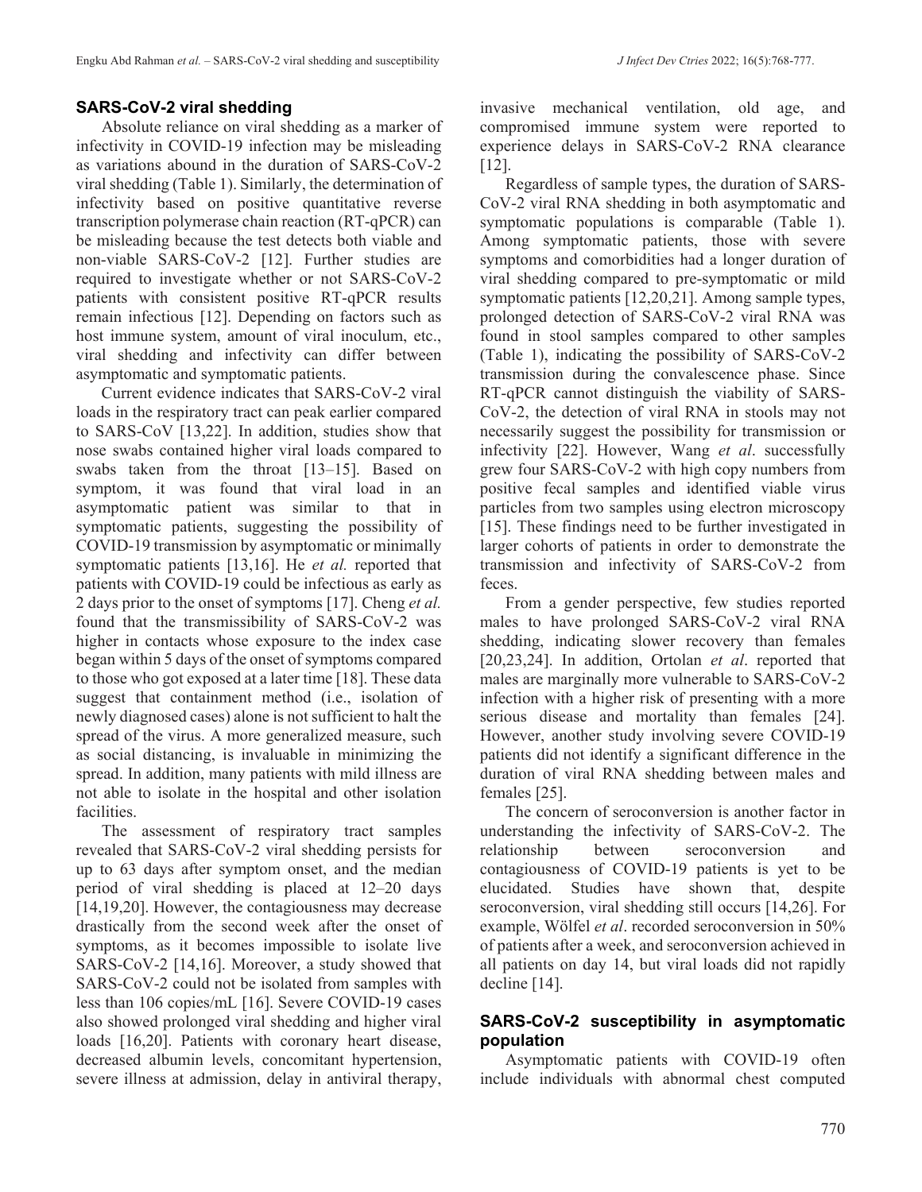## SARS-CoV-2 viral shedding

Absolute reliance on viral shedding as a marker of infectivity in COVID-19 infection may be misleading as variations abound in the duration of SARS-CoV-2 viral shedding (Table 1). Similarly, the determination of infectivity based on positive quantitative reverse transcription polymerase chain reaction (RT-qPCR) can be misleading because the test detects both viable and non-viable SARS-CoV-2 [12]. Further studies are required to investigate whether or not SARS-CoV-2 patients with consistent positive RT-qPCR results remain infectious [12]. Depending on factors such as host immune system, amount of viral inoculum, etc., viral shedding and infectivity can differ between asymptomatic and symptomatic patients.

Current evidence indicates that SARS-CoV-2 viral loads in the respiratory tract can peak earlier compared to SARS-CoV [13,22]. In addition, studies show that nose swabs contained higher viral loads compared to swabs taken from the throat [13–15]. Based on symptom, it was found that viral load in an asymptomatic patient was similar to that in symptomatic patients, suggesting the possibility of COVID-19 transmission by asymptomatic or minimally symptomatic patients [13,16]. He *et al.* reported that patients with COVID-19 could be infectious as early as 2 days prior to the onset of symptoms [17]. Cheng *et al.* found that the transmissibility of SARS-CoV-2 was higher in contacts whose exposure to the index case began within 5 days of the onset of symptoms compared to those who got exposed at a later time [18]. These data suggest that containment method (i.e., isolation of newly diagnosed cases) alone is not sufficient to halt the spread of the virus. A more generalized measure, such as social distancing, is invaluable in minimizing the spread. In addition, many patients with mild illness are not able to isolate in the hospital and other isolation facilities.

The assessment of respiratory tract samples revealed that SARS-CoV-2 viral shedding persists for up to 63 days after symptom onset, and the median period of viral shedding is placed at 12–20 days [14,19,20]. However, the contagiousness may decrease drastically from the second week after the onset of symptoms, as it becomes impossible to isolate live SARS-CoV-2 [14,16]. Moreover, a study showed that SARS-CoV-2 could not be isolated from samples with less than 106 copies/mL [16]. Severe COVID-19 cases also showed prolonged viral shedding and higher viral loads [16,20]. Patients with coronary heart disease, decreased albumin levels, concomitant hypertension, severe illness at admission, delay in antiviral therapy, invasive mechanical ventilation, old age, and compromised immune system were reported to experience delays in SARS-CoV-2 RNA clearance [12].

Regardless of sample types, the duration of SARS-CoV-2 viral RNA shedding in both asymptomatic and symptomatic populations is comparable (Table 1). Among symptomatic patients, those with severe symptoms and comorbidities had a longer duration of viral shedding compared to pre-symptomatic or mild symptomatic patients [12,20,21]. Among sample types, prolonged detection of SARS-CoV-2 viral RNA was found in stool samples compared to other samples (Table 1), indicating the possibility of SARS-CoV-2 transmission during the convalescence phase. Since RT-qPCR cannot distinguish the viability of SARS-CoV-2, the detection of viral RNA in stools may not necessarily suggest the possibility for transmission or infectivity [22]. However, Wang *et al*. successfully grew four SARS-CoV-2 with high copy numbers from positive fecal samples and identified viable virus particles from two samples using electron microscopy [15]. These findings need to be further investigated in larger cohorts of patients in order to demonstrate the transmission and infectivity of SARS-CoV-2 from feces.

From a gender perspective, few studies reported males to have prolonged SARS-CoV-2 viral RNA shedding, indicating slower recovery than females [20,23,24]. In addition, Ortolan *et al*. reported that males are marginally more vulnerable to SARS-CoV-2 infection with a higher risk of presenting with a more serious disease and mortality than females [24]. However, another study involving severe COVID-19 patients did not identify a significant difference in the duration of viral RNA shedding between males and females [25].

The concern of seroconversion is another factor in understanding the infectivity of SARS-CoV-2. The relationship between seroconversion and contagiousness of COVID-19 patients is yet to be elucidated. Studies have shown that, despite seroconversion, viral shedding still occurs [14,26]. For example, Wölfel *et al*. recorded seroconversion in 50% of patients after a week, and seroconversion achieved in all patients on day 14, but viral loads did not rapidly decline [14].

## SARS-CoV-2 susceptibility in asymptomatic population

Asymptomatic patients with COVID-19 often include individuals with abnormal chest computed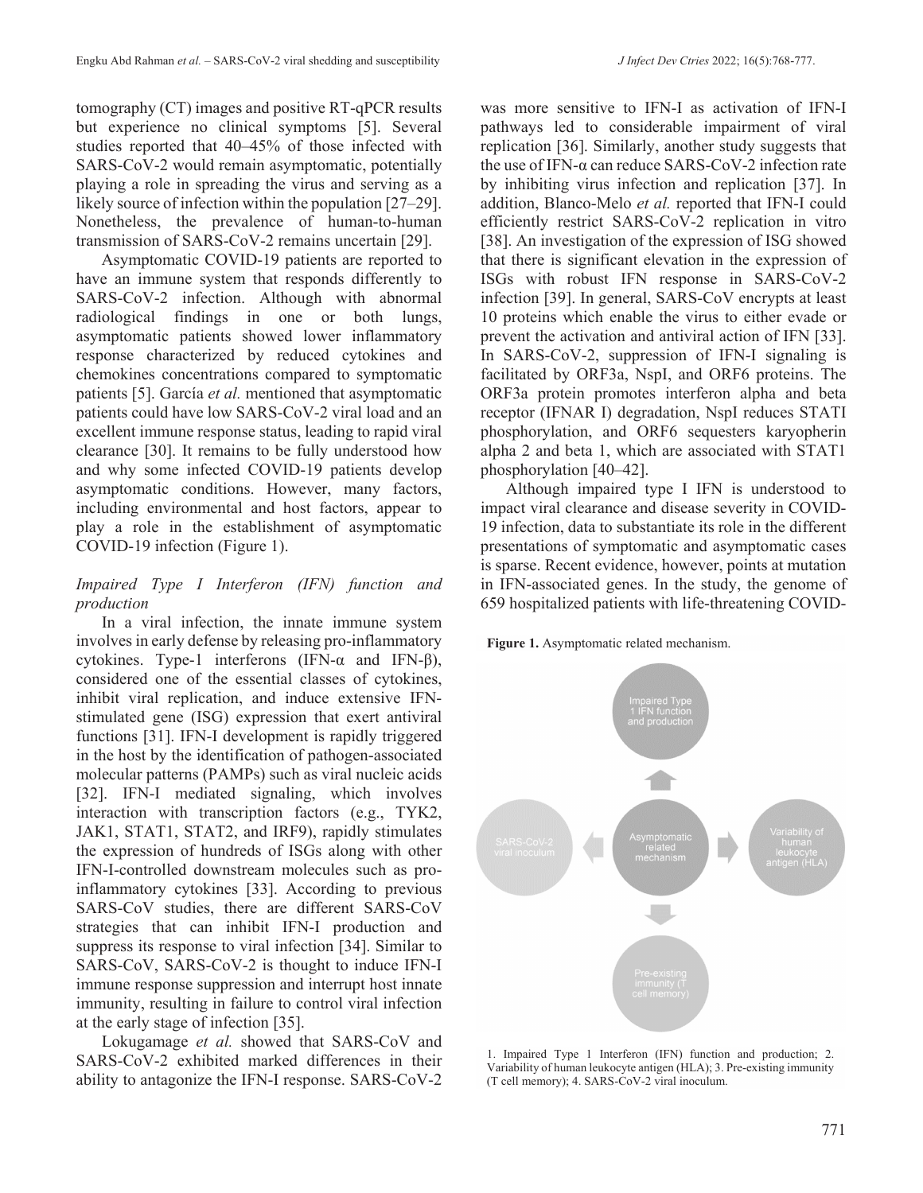tomography (CT) images and positive RT-qPCR results but experience no clinical symptoms [5]. Several studies reported that 40–45% of those infected with SARS-CoV-2 would remain asymptomatic, potentially playing a role in spreading the virus and serving as a likely source of infection within the population [27–29]. Nonetheless, the prevalence of human-to-human transmission of SARS-CoV-2 remains uncertain [29].

Asymptomatic COVID-19 patients are reported to have an immune system that responds differently to SARS-CoV-2 infection. Although with abnormal radiological findings in one or both lungs, asymptomatic patients showed lower inflammatory response characterized by reduced cytokines and chemokines concentrations compared to symptomatic patients [5]. García *et al.* mentioned that asymptomatic patients could have low SARS-CoV-2 viral load and an excellent immune response status, leading to rapid viral clearance [30]. It remains to be fully understood how and why some infected COVID-19 patients develop asymptomatic conditions. However, many factors, including environmental and host factors, appear to play a role in the establishment of asymptomatic COVID-19 infection (Figure 1).

### *Impaired Type I Interferon (IFN) function and production*

In a viral infection, the innate immune system involves in early defense by releasing pro-inflammatory cytokines. Type-1 interferons (IFN-α and IFN-β), considered one of the essential classes of cytokines, inhibit viral replication, and induce extensive IFN-stimulated gene (ISG) expression that exert antiviral functions [31]. IFN-I development is rapidly triggered in the host by the identification of pathogen-associated molecular patterns (PAMPs) such as viral nucleic acids [32]. IFN-I mediated signaling, which involves interaction with transcription factors (e.g., TYK2, JAK1, STAT1, STAT2, and IRF9), rapidly stimulates the expression of hundreds of ISGs along with other IFN-I-controlled downstream molecules such as pro-inflammatory cytokines [33]. According to previous SARS-CoV studies, there are different SARS-CoV strategies that can inhibit IFN-I production and suppress its response to viral infection [34]. Similar to SARS-CoV, SARS-CoV-2 is thought to induce IFN-I immune response suppression and interrupt host innate immunity, resulting in failure to control viral infection at the early stage of infection [35].

Lokugamage *et al.* showed that SARS-CoV and SARS-CoV-2 exhibited marked differences in their ability to antagonize the IFN-I response. SARS-CoV-2 was more sensitive to IFN-I as activation of IFN-I pathways led to considerable impairment of viral replication [36]. Similarly, another study suggests that the use of IFN-α can reduce SARS-CoV-2 infection rate by inhibiting virus infection and replication [37]. In addition, Blanco-Melo *et al.* reported that IFN-I could efficiently restrict SARS-CoV-2 replication in vitro [38]. An investigation of the expression of ISG showed that there is significant elevation in the expression of ISGs with robust IFN response in SARS-CoV-2 infection [39]. In general, SARS-CoV encrypts at least 10 proteins which enable the virus to either evade or prevent the activation and antiviral action of IFN [33]. In SARS-CoV-2, suppression of IFN-I signaling is facilitated by ORF3a, NspI, and ORF6 proteins. The ORF3a protein promotes interferon alpha and beta receptor (IFNAR I) degradation, NspI reduces STATI phosphorylation, and ORF6 sequesters karyopherin alpha 2 and beta 1, which are associated with STAT1 phosphorylation [40–42].

Although impaired type I IFN is understood to impact viral clearance and disease severity in COVID-19 infection, data to substantiate its role in the different presentations of symptomatic and asymptomatic cases is sparse. Recent evidence, however, points at mutation in IFN-associated genes. In the study, the genome of 659 hospitalized patients with life-threatening COVID-

**Figure 1.** Asymptomatic related mechanism.

Impaired Type 1 IFN function and production

SARS-CoV-2 viral inoculum

Asymptomatic related mechanism

Variability of human leukocyte antigen (HLA)

Pre-existing immunity (T cell memory)

1. Impaired Type 1 Interferon (IFN) function and production; 2. Variability of human leukocyte antigen (HLA); 3. Pre-existing immunity (T cell memory); 4. SARS-CoV-2 viral inoculum.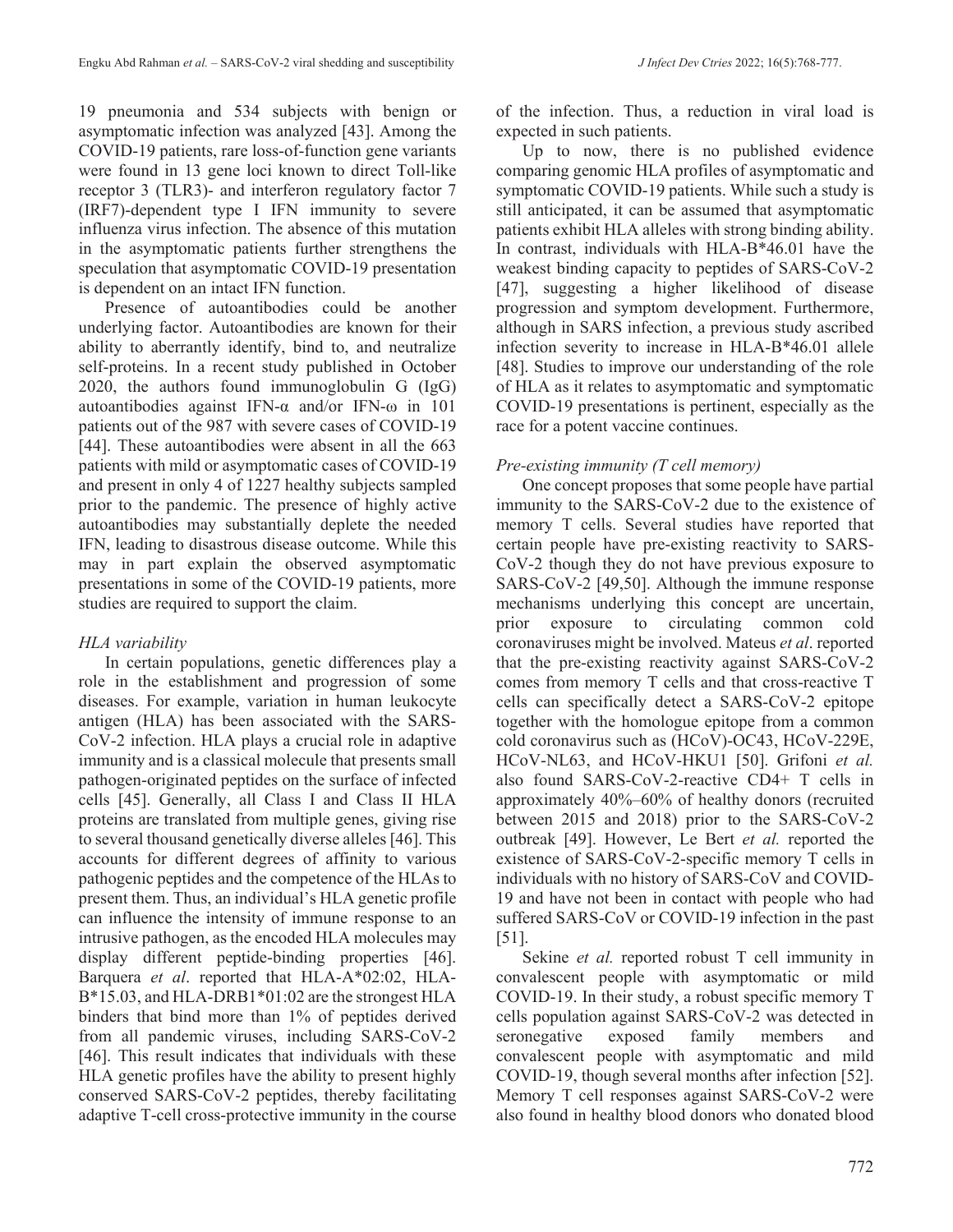19 pneumonia and 534 subjects with benign or asymptomatic infection was analyzed [43]. Among the COVID-19 patients, rare loss-of-function gene variants were found in 13 gene loci known to direct Toll-like receptor 3 (TLR3)- and interferon regulatory factor 7 (IRF7)-dependent type I IFN immunity to severe influenza virus infection. The absence of this mutation in the asymptomatic patients further strengthens the speculation that asymptomatic COVID-19 presentation is dependent on an intact IFN function.

Presence of autoantibodies could be another underlying factor. Autoantibodies are known for their ability to aberrantly identify, bind to, and neutralize self-proteins. In a recent study published in October 2020, the authors found immunoglobulin G (IgG) autoantibodies against IFN-α and/or IFN-ω in 101 patients out of the 987 with severe cases of COVID-19 [44]. These autoantibodies were absent in all the 663 patients with mild or asymptomatic cases of COVID-19 and present in only 4 of 1227 healthy subjects sampled prior to the pandemic. The presence of highly active autoantibodies may substantially deplete the needed IFN, leading to disastrous disease outcome. While this may in part explain the observed asymptomatic presentations in some of the COVID-19 patients, more studies are required to support the claim.

*HLA variability*

In certain populations, genetic differences play a role in the establishment and progression of some diseases. For example, variation in human leukocyte antigen (HLA) has been associated with the SARS-CoV-2 infection. HLA plays a crucial role in adaptive immunity and is a classical molecule that presents small pathogen-originated peptides on the surface of infected cells [45]. Generally, all Class I and Class II HLA proteins are translated from multiple genes, giving rise to several thousand genetically diverse alleles [46]. This accounts for different degrees of affinity to various pathogenic peptides and the competence of the HLAs to present them. Thus, an individual's HLA genetic profile can influence the intensity of immune response to an intrusive pathogen, as the encoded HLA molecules may display different peptide-binding properties [46]. Barquera *et al*. reported that HLA-A*02:02, HLA-B*15.03, and HLA-DRB1*01:02 are the strongest HLA binders that bind more than 1% of peptides derived from all pandemic viruses, including SARS-CoV-2 [46]. This result indicates that individuals with these HLA genetic profiles have the ability to present highly conserved SARS-CoV-2 peptides, thereby facilitating adaptive T-cell cross-protective immunity in the course of the infection. Thus, a reduction in viral load is expected in such patients.

Up to now, there is no published evidence comparing genomic HLA profiles of asymptomatic and symptomatic COVID-19 patients. While such a study is still anticipated, it can be assumed that asymptomatic patients exhibit HLA alleles with strong binding ability. In contrast, individuals with HLA-B*46.01 have the weakest binding capacity to peptides of SARS-CoV-2 [47], suggesting a higher likelihood of disease progression and symptom development. Furthermore, although in SARS infection, a previous study ascribed infection severity to increase in HLA-B*46.01 allele [48]. Studies to improve our understanding of the role of HLA as it relates to asymptomatic and symptomatic COVID-19 presentations is pertinent, especially as the race for a potent vaccine continues.

*Pre-existing immunity (T cell memory)*

One concept proposes that some people have partial immunity to the SARS-CoV-2 due to the existence of memory T cells. Several studies have reported that certain people have pre-existing reactivity to SARS-CoV-2 though they do not have previous exposure to SARS-CoV-2 [49,50]. Although the immune response mechanisms underlying this concept are uncertain, prior exposure to circulating common cold coronaviruses might be involved. Mateus *et al*. reported that the pre-existing reactivity against SARS-CoV-2 comes from memory T cells and that cross-reactive T cells can specifically detect a SARS-CoV-2 epitope together with the homologue epitope from a common cold coronavirus such as (HCoV)-OC43, HCoV-229E, HCoV-NL63, and HCoV-HKU1 [50]. Grifoni *et al.* also found SARS-CoV-2-reactive CD4+ T cells in approximately 40%–60% of healthy donors (recruited between 2015 and 2018) prior to the SARS-CoV-2 outbreak [49]. However, Le Bert *et al.* reported the existence of SARS-CoV-2-specific memory T cells in individuals with no history of SARS-CoV and COVID-19 and have not been in contact with people who had suffered SARS-CoV or COVID-19 infection in the past [51].

Sekine *et al.* reported robust T cell immunity in convalescent people with asymptomatic or mild COVID-19. In their study, a robust specific memory T cells population against SARS-CoV-2 was detected in seronegative exposed family members and convalescent people with asymptomatic and mild COVID-19, though several months after infection [52]. Memory T cell responses against SARS-CoV-2 were also found in healthy blood donors who donated blood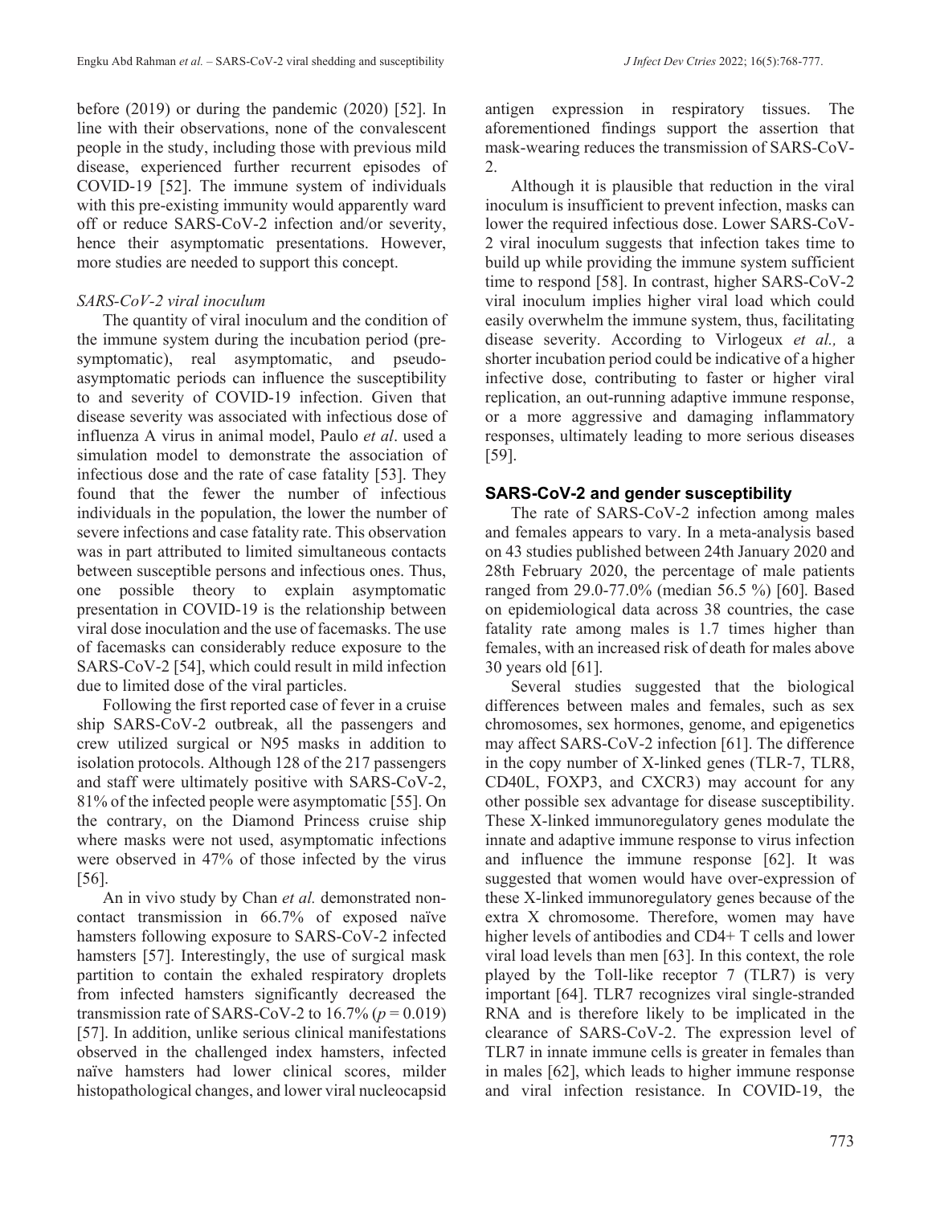before (2019) or during the pandemic (2020) [52]. In line with their observations, none of the convalescent people in the study, including those with previous mild disease, experienced further recurrent episodes of COVID-19 [52]. The immune system of individuals with this pre-existing immunity would apparently ward off or reduce SARS-CoV-2 infection and/or severity, hence their asymptomatic presentations. However, more studies are needed to support this concept.

### *SARS-CoV-2 viral inoculum*

The quantity of viral inoculum and the condition of the immune system during the incubation period (pre-symptomatic), real asymptomatic, and pseudo-asymptomatic periods can influence the susceptibility to and severity of COVID-19 infection. Given that disease severity was associated with infectious dose of influenza A virus in animal model, Paulo *et al*. used a simulation model to demonstrate the association of infectious dose and the rate of case fatality [53]. They found that the fewer the number of infectious individuals in the population, the lower the number of severe infections and case fatality rate. This observation was in part attributed to limited simultaneous contacts between susceptible persons and infectious ones. Thus, one possible theory to explain asymptomatic presentation in COVID-19 is the relationship between viral dose inoculation and the use of facemasks. The use of facemasks can considerably reduce exposure to the SARS-CoV-2 [54], which could result in mild infection due to limited dose of the viral particles.

Following the first reported case of fever in a cruise ship SARS-CoV-2 outbreak, all the passengers and crew utilized surgical or N95 masks in addition to isolation protocols. Although 128 of the 217 passengers and staff were ultimately positive with SARS-CoV-2, 81% of the infected people were asymptomatic [55]. On the contrary, on the Diamond Princess cruise ship where masks were not used, asymptomatic infections were observed in 47% of those infected by the virus [56].

An in vivo study by Chan *et al.* demonstrated non-contact transmission in 66.7% of exposed naïve hamsters following exposure to SARS-CoV-2 infected hamsters [57]. Interestingly, the use of surgical mask partition to contain the exhaled respiratory droplets from infected hamsters significantly decreased the transmission rate of SARS-CoV-2 to 16.7% ($p = 0.019$) [57]. In addition, unlike serious clinical manifestations observed in the challenged index hamsters, infected naïve hamsters had lower clinical scores, milder histopathological changes, and lower viral nucleocapsid antigen expression in respiratory tissues. The aforementioned findings support the assertion that mask-wearing reduces the transmission of SARS-CoV-2.

Although it is plausible that reduction in the viral inoculum is insufficient to prevent infection, masks can lower the required infectious dose. Lower SARS-CoV-2 viral inoculum suggests that infection takes time to build up while providing the immune system sufficient time to respond [58]. In contrast, higher SARS-CoV-2 viral inoculum implies higher viral load which could easily overwhelm the immune system, thus, facilitating disease severity. According to Virlogeux *et al.,* a shorter incubation period could be indicative of a higher infective dose, contributing to faster or higher viral replication, an out-running adaptive immune response, or a more aggressive and damaging inflammatory responses, ultimately leading to more serious diseases [59].

## SARS-CoV-2 and gender susceptibility

The rate of SARS-CoV-2 infection among males and females appears to vary. In a meta-analysis based on 43 studies published between 24th January 2020 and 28th February 2020, the percentage of male patients ranged from 29.0-77.0% (median 56.5 %) [60]. Based on epidemiological data across 38 countries, the case fatality rate among males is 1.7 times higher than females, with an increased risk of death for males above 30 years old [61].

Several studies suggested that the biological differences between males and females, such as sex chromosomes, sex hormones, genome, and epigenetics may affect SARS-CoV-2 infection [61]. The difference in the copy number of X-linked genes (TLR-7, TLR8, CD40L, FOXP3, and CXCR3) may account for any other possible sex advantage for disease susceptibility. These X-linked immunoregulatory genes modulate the innate and adaptive immune response to virus infection and influence the immune response [62]. It was suggested that women would have over-expression of these X-linked immunoregulatory genes because of the extra X chromosome. Therefore, women may have higher levels of antibodies and CD4+ T cells and lower viral load levels than men [63]. In this context, the role played by the Toll-like receptor 7 (TLR7) is very important [64]. TLR7 recognizes viral single-stranded RNA and is therefore likely to be implicated in the clearance of SARS-CoV-2. The expression level of TLR7 in innate immune cells is greater in females than in males [62], which leads to higher immune response and viral infection resistance. In COVID-19, the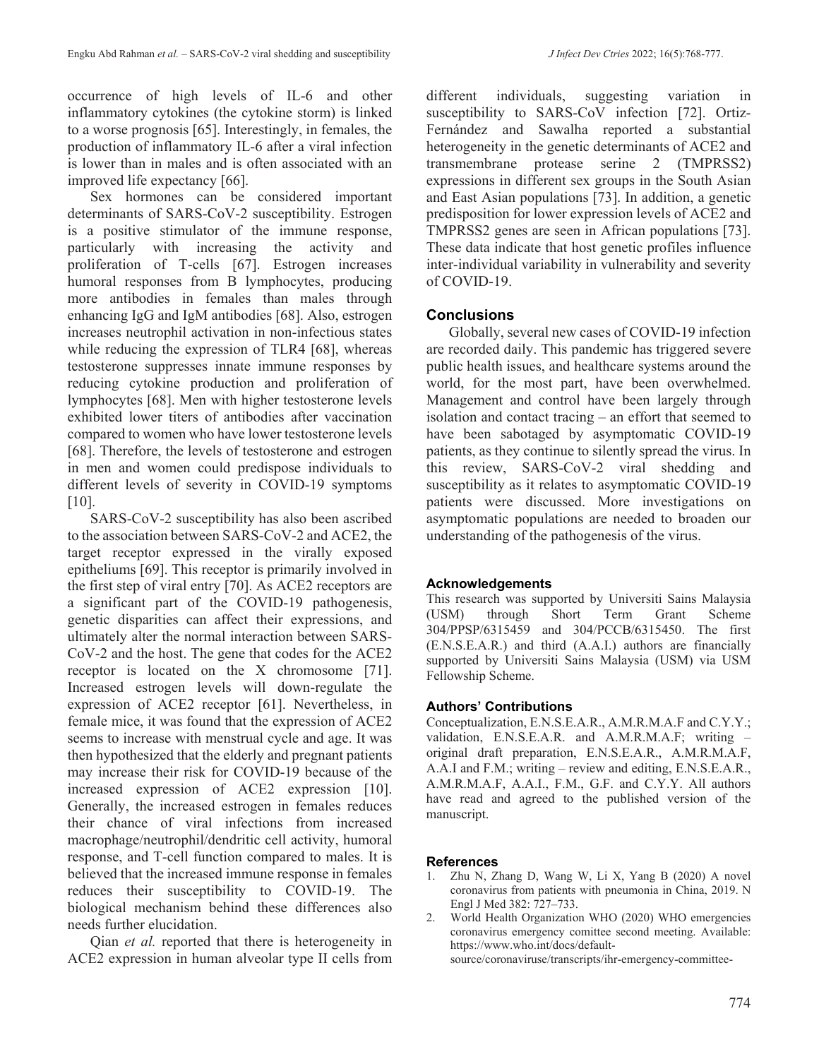occurrence of high levels of IL-6 and other inflammatory cytokines (the cytokine storm) is linked to a worse prognosis [65]. Interestingly, in females, the production of inflammatory IL-6 after a viral infection is lower than in males and is often associated with an improved life expectancy [66].

Sex hormones can be considered important determinants of SARS-CoV-2 susceptibility. Estrogen is a positive stimulator of the immune response, particularly with increasing the activity and proliferation of T-cells [67]. Estrogen increases humoral responses from B lymphocytes, producing more antibodies in females than males through enhancing IgG and IgM antibodies [68]. Also, estrogen increases neutrophil activation in non-infectious states while reducing the expression of TLR4 [68], whereas testosterone suppresses innate immune responses by reducing cytokine production and proliferation of lymphocytes [68]. Men with higher testosterone levels exhibited lower titers of antibodies after vaccination compared to women who have lower testosterone levels [68]. Therefore, the levels of testosterone and estrogen in men and women could predispose individuals to different levels of severity in COVID-19 symptoms [10].

SARS-CoV-2 susceptibility has also been ascribed to the association between SARS-CoV-2 and ACE2, the target receptor expressed in the virally exposed epitheliums [69]. This receptor is primarily involved in the first step of viral entry [70]. As ACE2 receptors are a significant part of the COVID-19 pathogenesis, genetic disparities can affect their expressions, and ultimately alter the normal interaction between SARS-CoV-2 and the host. The gene that codes for the ACE2 receptor is located on the X chromosome [71]. Increased estrogen levels will down-regulate the expression of ACE2 receptor [61]. Nevertheless, in female mice, it was found that the expression of ACE2 seems to increase with menstrual cycle and age. It was then hypothesized that the elderly and pregnant patients may increase their risk for COVID-19 because of the increased expression of ACE2 expression [10]. Generally, the increased estrogen in females reduces their chance of viral infections from increased macrophage/neutrophil/dendritic cell activity, humoral response, and T-cell function compared to males. It is believed that the increased immune response in females reduces their susceptibility to COVID-19. The biological mechanism behind these differences also needs further elucidation.

Qian *et al.* reported that there is heterogeneity in ACE2 expression in human alveolar type II cells from different individuals, suggesting variation in susceptibility to SARS-CoV infection [72]. Ortiz-Fernández and Sawalha reported a substantial heterogeneity in the genetic determinants of ACE2 and transmembrane protease serine 2 (TMPRSS2) expressions in different sex groups in the South Asian and East Asian populations [73]. In addition, a genetic predisposition for lower expression levels of ACE2 and TMPRSS2 genes are seen in African populations [73]. These data indicate that host genetic profiles influence inter-individual variability in vulnerability and severity of COVID-19.

## Conclusions

Globally, several new cases of COVID-19 infection are recorded daily. This pandemic has triggered severe public health issues, and healthcare systems around the world, for the most part, have been overwhelmed. Management and control have been largely through isolation and contact tracing – an effort that seemed to have been sabotaged by asymptomatic COVID-19 patients, as they continue to silently spread the virus. In this review, SARS-CoV-2 viral shedding and susceptibility as it relates to asymptomatic COVID-19 patients were discussed. More investigations on asymptomatic populations are needed to broaden our understanding of the pathogenesis of the virus.

### Acknowledgements

This research was supported by Universiti Sains Malaysia (USM) through Short Term Grant Scheme 304/PPSP/6315459 and 304/PCCB/6315450. The first (E.N.S.E.A.R.) and third (A.A.I.) authors are financially supported by Universiti Sains Malaysia (USM) via USM Fellowship Scheme.

### Authors' Contributions

Conceptualization, E.N.S.E.A.R., A.M.R.M.A.F and C.Y.Y.; validation, E.N.S.E.A.R. and A.M.R.M.A.F; writing – original draft preparation, E.N.S.E.A.R., A.M.R.M.A.F, A.A.I and F.M.; writing – review and editing, E.N.S.E.A.R., A.M.R.M.A.F, A.A.I., F.M., G.F. and C.Y.Y. All authors have read and agreed to the published version of the manuscript.

### References

1. Zhu N, Zhang D, Wang W, Li X, Yang B (2020) A novel coronavirus from patients with pneumonia in China, 2019. N Engl J Med 382: 727–733.
2. World Health Organization WHO (2020) WHO emergencies coronavirus emergency comittee second meeting. Available: https://www.who.int/docs/default-source/coronaviruse/transcripts/ihr-emergency-committee-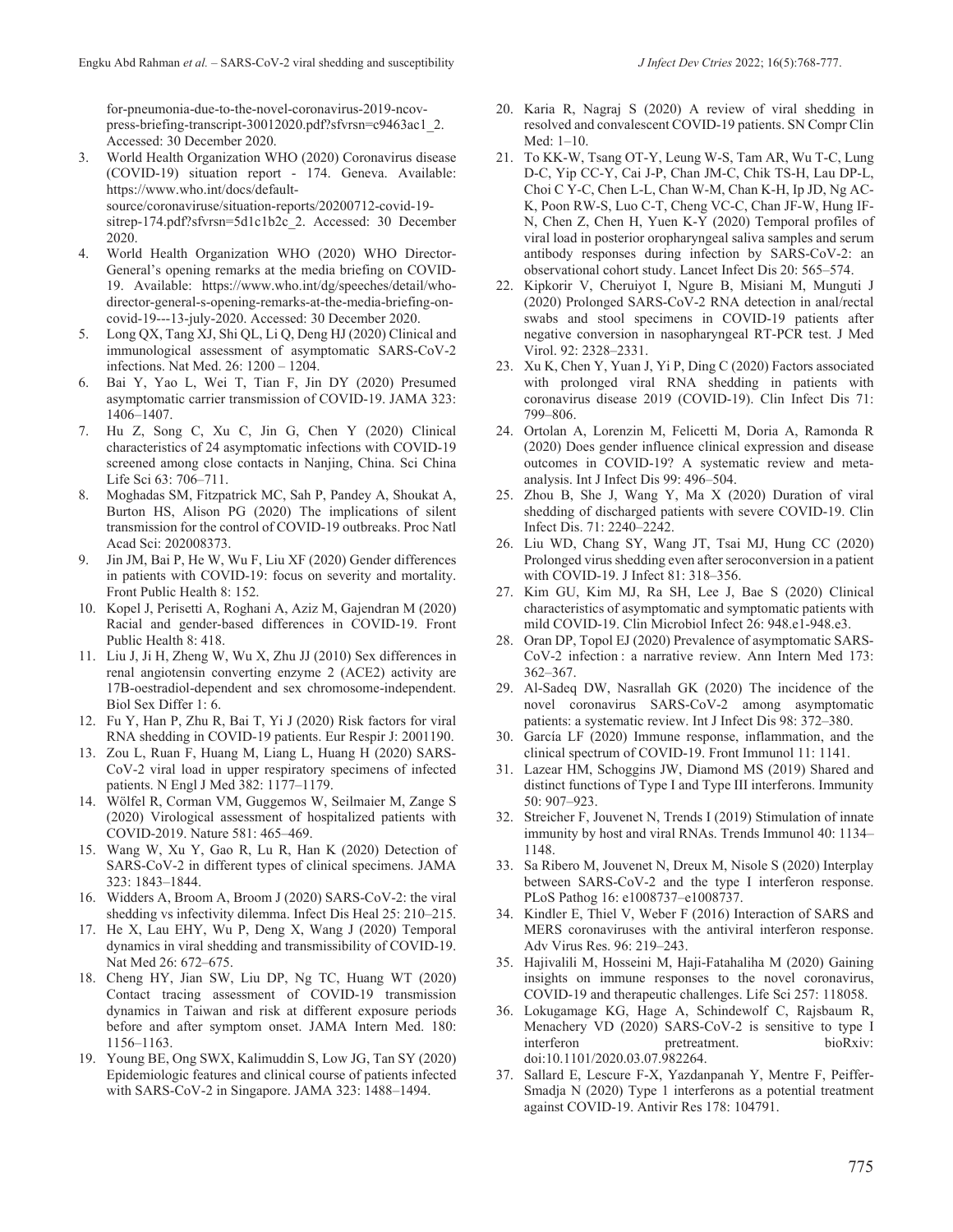for-pneumonia-due-to-the-novel-coronavirus-2019-ncov-press-briefing-transcript-30012020.pdf?sfvrsn=c9463ac1_2. Accessed: 30 December 2020.

3. World Health Organization WHO (2020) Coronavirus disease (COVID-19) situation report - 174. Geneva. Available: https://www.who.int/docs/default-source/coronaviruse/situation-reports/20200712-covid-19-sitrep-174.pdf?sfvrsn=5d1c1b2c_2. Accessed: 30 December 2020.
4. World Health Organization WHO (2020) WHO Director-General's opening remarks at the media briefing on COVID-19. Available: https://www.who.int/dg/speeches/detail/who-director-general-s-opening-remarks-at-the-media-briefing-on-covid-19---13-july-2020. Accessed: 30 December 2020.
5. Long QX, Tang XJ, Shi QL, Li Q, Deng HJ (2020) Clinical and immunological assessment of asymptomatic SARS-CoV-2 infections. Nat Med. 26: 1200 – 1204.
6. Bai Y, Yao L, Wei T, Tian F, Jin DY (2020) Presumed asymptomatic carrier transmission of COVID-19. JAMA 323: 1406–1407.
7. Hu Z, Song C, Xu C, Jin G, Chen Y (2020) Clinical characteristics of 24 asymptomatic infections with COVID-19 screened among close contacts in Nanjing, China. Sci China Life Sci 63: 706–711.
8. Moghadas SM, Fitzpatrick MC, Sah P, Pandey A, Shoukat A, Burton HS, Alison PG (2020) The implications of silent transmission for the control of COVID-19 outbreaks. Proc Natl Acad Sci: 202008373.
9. Jin JM, Bai P, He W, Wu F, Liu XF (2020) Gender differences in patients with COVID-19: focus on severity and mortality. Front Public Health 8: 152.
10. Kopel J, Perisetti A, Roghani A, Aziz M, Gajendran M (2020) Racial and gender-based differences in COVID-19. Front Public Health 8: 418.
11. Liu J, Ji H, Zheng W, Wu X, Zhu JJ (2010) Sex differences in renal angiotensin converting enzyme 2 (ACE2) activity are 17B-oestradiol-dependent and sex chromosome-independent. Biol Sex Differ 1: 6.
12. Fu Y, Han P, Zhu R, Bai T, Yi J (2020) Risk factors for viral RNA shedding in COVID-19 patients. Eur Respir J: 2001190.
13. Zou L, Ruan F, Huang M, Liang L, Huang H (2020) SARS-CoV-2 viral load in upper respiratory specimens of infected patients. N Engl J Med 382: 1177–1179.
14. Wölfel R, Corman VM, Guggemos W, Seilmaier M, Zange S (2020) Virological assessment of hospitalized patients with COVID-2019. Nature 581: 465–469.
15. Wang W, Xu Y, Gao R, Lu R, Han K (2020) Detection of SARS-CoV-2 in different types of clinical specimens. JAMA 323: 1843–1844.
16. Widders A, Broom A, Broom J (2020) SARS-CoV-2: the viral shedding vs infectivity dilemma. Infect Dis Heal 25: 210–215.
17. He X, Lau EHY, Wu P, Deng X, Wang J (2020) Temporal dynamics in viral shedding and transmissibility of COVID-19. Nat Med 26: 672–675.
18. Cheng HY, Jian SW, Liu DP, Ng TC, Huang WT (2020) Contact tracing assessment of COVID-19 transmission dynamics in Taiwan and risk at different exposure periods before and after symptom onset. JAMA Intern Med. 180: 1156–1163.
19. Young BE, Ong SWX, Kalimuddin S, Low JG, Tan SY (2020) Epidemiologic features and clinical course of patients infected with SARS-CoV-2 in Singapore. JAMA 323: 1488–1494.
20. Karia R, Nagraj S (2020) A review of viral shedding in resolved and convalescent COVID-19 patients. SN Compr Clin Med: 1–10.
21. To KK-W, Tsang OT-Y, Leung W-S, Tam AR, Wu T-C, Lung D-C, Yip CC-Y, Cai J-P, Chan JM-C, Chik TS-H, Lau DP-L, Choi C Y-C, Chen L-L, Chan W-M, Chan K-H, Ip JD, Ng AC-K, Poon RW-S, Luo C-T, Cheng VC-C, Chan JF-W, Hung IF-N, Chen Z, Chen H, Yuen K-Y (2020) Temporal profiles of viral load in posterior oropharyngeal saliva samples and serum antibody responses during infection by SARS-CoV-2: an observational cohort study. Lancet Infect Dis 20: 565–574.
22. Kipkorir V, Cheruiyot I, Ngure B, Misiani M, Munguti J (2020) Prolonged SARS-CoV-2 RNA detection in anal/rectal swabs and stool specimens in COVID-19 patients after negative conversion in nasopharyngeal RT-PCR test. J Med Virol. 92: 2328–2331.
23. Xu K, Chen Y, Yuan J, Yi P, Ding C (2020) Factors associated with prolonged viral RNA shedding in patients with coronavirus disease 2019 (COVID-19). Clin Infect Dis 71: 799–806.
24. Ortolan A, Lorenzin M, Felicetti M, Doria A, Ramonda R (2020) Does gender influence clinical expression and disease outcomes in COVID-19? A systematic review and meta-analysis. Int J Infect Dis 99: 496–504.
25. Zhou B, She J, Wang Y, Ma X (2020) Duration of viral shedding of discharged patients with severe COVID-19. Clin Infect Dis. 71: 2240–2242.
26. Liu WD, Chang SY, Wang JT, Tsai MJ, Hung CC (2020) Prolonged virus shedding even after seroconversion in a patient with COVID-19. J Infect 81: 318–356.
27. Kim GU, Kim MJ, Ra SH, Lee J, Bae S (2020) Clinical characteristics of asymptomatic and symptomatic patients with mild COVID-19. Clin Microbiol Infect 26: 948.e1-948.e3.
28. Oran DP, Topol EJ (2020) Prevalence of asymptomatic SARS-CoV-2 infection : a narrative review. Ann Intern Med 173: 362–367.
29. Al-Sadeq DW, Nasrallah GK (2020) The incidence of the novel coronavirus SARS-CoV-2 among asymptomatic patients: a systematic review. Int J Infect Dis 98: 372–380.
30. García LF (2020) Immune response, inflammation, and the clinical spectrum of COVID-19. Front Immunol 11: 1141.
31. Lazear HM, Schoggins JW, Diamond MS (2019) Shared and distinct functions of Type I and Type III interferons. Immunity 50: 907–923.
32. Streicher F, Jouvenet N, Trends I (2019) Stimulation of innate immunity by host and viral RNAs. Trends Immunol 40: 1134–1148.
33. Sa Ribero M, Jouvenet N, Dreux M, Nisole S (2020) Interplay between SARS-CoV-2 and the type I interferon response. PLoS Pathog 16: e1008737–e1008737.
34. Kindler E, Thiel V, Weber F (2016) Interaction of SARS and MERS coronaviruses with the antiviral interferon response. Adv Virus Res. 96: 219–243.
35. Hajivalili M, Hosseini M, Haji-Fatahaliha M (2020) Gaining insights on immune responses to the novel coronavirus, COVID-19 and therapeutic challenges. Life Sci 257: 118058.
36. Lokugamage KG, Hage A, Schindewolf C, Rajsbaum R, Menachery VD (2020) SARS-CoV-2 is sensitive to type I interferon pretreatment. bioRxiv: doi:10.1101/2020.03.07.982264.
37. Sallard E, Lescure F-X, Yazdanpanah Y, Mentre F, Peiffer-Smadja N (2020) Type 1 interferons as a potential treatment against COVID-19. Antivir Res 178: 104791.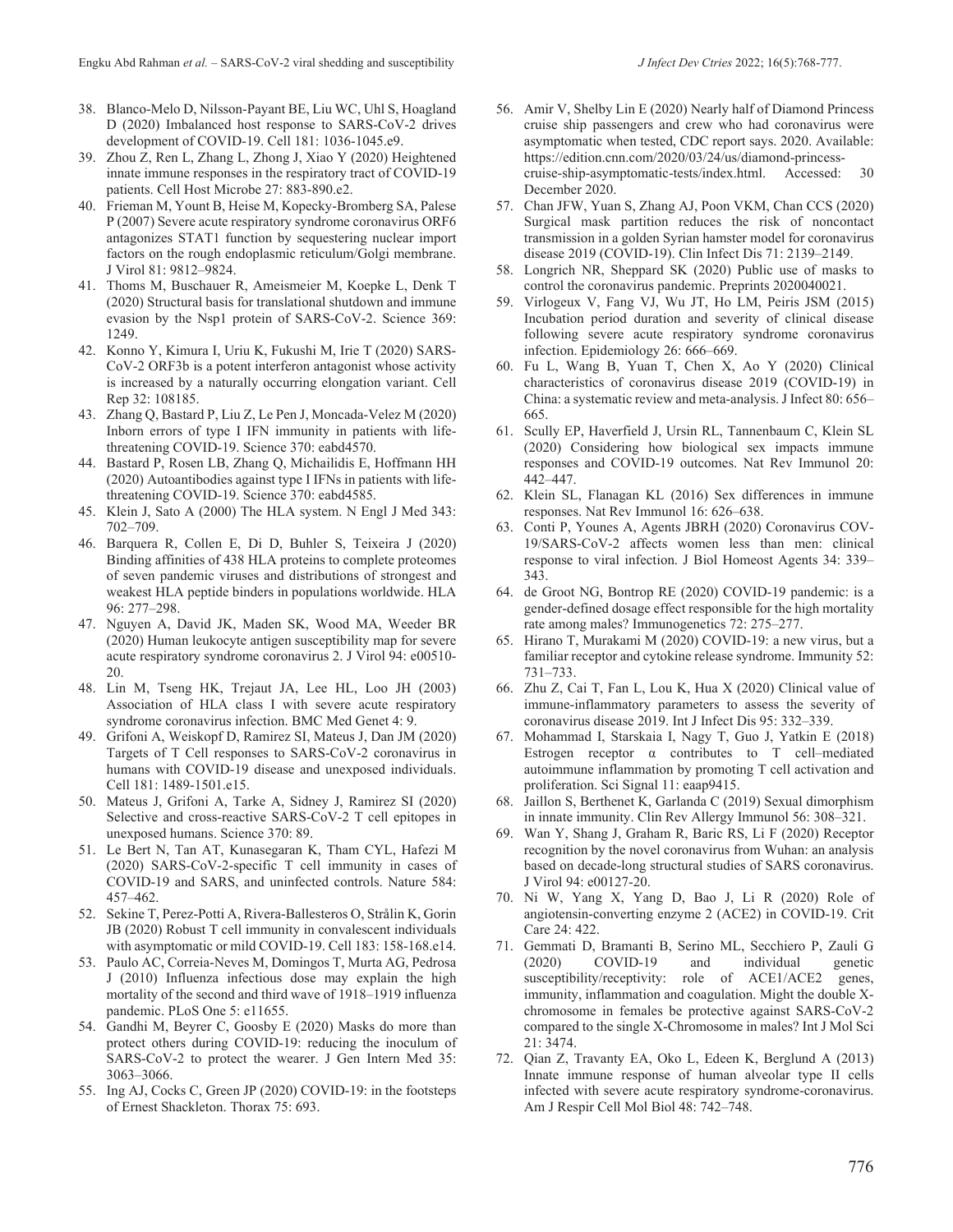38. Blanco-Melo D, Nilsson-Payant BE, Liu WC, Uhl S, Hoagland D (2020) Imbalanced host response to SARS-CoV-2 drives development of COVID-19. Cell 181: 1036-1045.e9.
39. Zhou Z, Ren L, Zhang L, Zhong J, Xiao Y (2020) Heightened innate immune responses in the respiratory tract of COVID-19 patients. Cell Host Microbe 27: 883-890.e2.
40. Frieman M, Yount B, Heise M, Kopecky-Bromberg SA, Palese P (2007) Severe acute respiratory syndrome coronavirus ORF6 antagonizes STAT1 function by sequestering nuclear import factors on the rough endoplasmic reticulum/Golgi membrane. J Virol 81: 9812–9824.
41. Thoms M, Buschauer R, Ameismeier M, Koepke L, Denk T (2020) Structural basis for translational shutdown and immune evasion by the Nsp1 protein of SARS-CoV-2. Science 369: 1249.
42. Konno Y, Kimura I, Uriu K, Fukushi M, Irie T (2020) SARS-CoV-2 ORF3b is a potent interferon antagonist whose activity is increased by a naturally occurring elongation variant. Cell Rep 32: 108185.
43. Zhang Q, Bastard P, Liu Z, Le Pen J, Moncada-Velez M (2020) Inborn errors of type I IFN immunity in patients with life-threatening COVID-19. Science 370: eabd4570.
44. Bastard P, Rosen LB, Zhang Q, Michailidis E, Hoffmann HH (2020) Autoantibodies against type I IFNs in patients with life-threatening COVID-19. Science 370: eabd4585.
45. Klein J, Sato A (2000) The HLA system. N Engl J Med 343: 702–709.
46. Barquera R, Collen E, Di D, Buhler S, Teixeira J (2020) Binding affinities of 438 HLA proteins to complete proteomes of seven pandemic viruses and distributions of strongest and weakest HLA peptide binders in populations worldwide. HLA 96: 277–298.
47. Nguyen A, David JK, Maden SK, Wood MA, Weeder BR (2020) Human leukocyte antigen susceptibility map for severe acute respiratory syndrome coronavirus 2. J Virol 94: e00510-20.
48. Lin M, Tseng HK, Trejaut JA, Lee HL, Loo JH (2003) Association of HLA class I with severe acute respiratory syndrome coronavirus infection. BMC Med Genet 4: 9.
49. Grifoni A, Weiskopf D, Ramirez SI, Mateus J, Dan JM (2020) Targets of T Cell responses to SARS-CoV-2 coronavirus in humans with COVID-19 disease and unexposed individuals. Cell 181: 1489-1501.e15.
50. Mateus J, Grifoni A, Tarke A, Sidney J, Ramirez SI (2020) Selective and cross-reactive SARS-CoV-2 T cell epitopes in unexposed humans. Science 370: 89.
51. Le Bert N, Tan AT, Kunasegaran K, Tham CYL, Hafezi M (2020) SARS-CoV-2-specific T cell immunity in cases of COVID-19 and SARS, and uninfected controls. Nature 584: 457–462.
52. Sekine T, Perez-Potti A, Rivera-Ballesteros O, Strålin K, Gorin JB (2020) Robust T cell immunity in convalescent individuals with asymptomatic or mild COVID-19. Cell 183: 158-168.e14.
53. Paulo AC, Correia-Neves M, Domingos T, Murta AG, Pedrosa J (2010) Influenza infectious dose may explain the high mortality of the second and third wave of 1918–1919 influenza pandemic. PLoS One 5: e11655.
54. Gandhi M, Beyrer C, Goosby E (2020) Masks do more than protect others during COVID-19: reducing the inoculum of SARS-CoV-2 to protect the wearer. J Gen Intern Med 35: 3063–3066.
55. Ing AJ, Cocks C, Green JP (2020) COVID-19: in the footsteps of Ernest Shackleton. Thorax 75: 693.
56. Amir V, Shelby Lin E (2020) Nearly half of Diamond Princess cruise ship passengers and crew who had coronavirus were asymptomatic when tested, CDC report says. 2020. Available: https://edition.cnn.com/2020/03/24/us/diamond-princess-cruise-ship-asymptomatic-tests/index.html. Accessed: 30 December 2020.
57. Chan JFW, Yuan S, Zhang AJ, Poon VKM, Chan CCS (2020) Surgical mask partition reduces the risk of noncontact transmission in a golden Syrian hamster model for coronavirus disease 2019 (COVID-19). Clin Infect Dis 71: 2139–2149.
58. Longrich NR, Sheppard SK (2020) Public use of masks to control the coronavirus pandemic. Preprints 2020040021.
59. Virlogeux V, Fang VJ, Wu JT, Ho LM, Peiris JSM (2015) Incubation period duration and severity of clinical disease following severe acute respiratory syndrome coronavirus infection. Epidemiology 26: 666–669.
60. Fu L, Wang B, Yuan T, Chen X, Ao Y (2020) Clinical characteristics of coronavirus disease 2019 (COVID-19) in China: a systematic review and meta-analysis. J Infect 80: 656–665.
61. Scully EP, Haverfield J, Ursin RL, Tannenbaum C, Klein SL (2020) Considering how biological sex impacts immune responses and COVID-19 outcomes. Nat Rev Immunol 20: 442–447.
62. Klein SL, Flanagan KL (2016) Sex differences in immune responses. Nat Rev Immunol 16: 626–638.
63. Conti P, Younes A, Agents JBRH (2020) Coronavirus COV-19/SARS-CoV-2 affects women less than men: clinical response to viral infection. J Biol Homeost Agents 34: 339–343.
64. de Groot NG, Bontrop RE (2020) COVID-19 pandemic: is a gender-defined dosage effect responsible for the high mortality rate among males? Immunogenetics 72: 275–277.
65. Hirano T, Murakami M (2020) COVID-19: a new virus, but a familiar receptor and cytokine release syndrome. Immunity 52: 731–733.
66. Zhu Z, Cai T, Fan L, Lou K, Hua X (2020) Clinical value of immune-inflammatory parameters to assess the severity of coronavirus disease 2019. Int J Infect Dis 95: 332–339.
67. Mohammad I, Starskaia I, Nagy T, Guo J, Yatkin E (2018) Estrogen receptor α contributes to T cell–mediated autoimmune inflammation by promoting T cell activation and proliferation. Sci Signal 11: eaap9415.
68. Jaillon S, Berthenet K, Garlanda C (2019) Sexual dimorphism in innate immunity. Clin Rev Allergy Immunol 56: 308–321.
69. Wan Y, Shang J, Graham R, Baric RS, Li F (2020) Receptor recognition by the novel coronavirus from Wuhan: an analysis based on decade-long structural studies of SARS coronavirus. J Virol 94: e00127-20.
70. Ni W, Yang X, Yang D, Bao J, Li R (2020) Role of angiotensin-converting enzyme 2 (ACE2) in COVID-19. Crit Care 24: 422.
71. Gemmati D, Bramanti B, Serino ML, Secchiero P, Zauli G (2020) COVID-19 and individual genetic susceptibility/receptivity: role of ACE1/ACE2 genes, immunity, inflammation and coagulation. Might the double X-chromosome in females be protective against SARS-CoV-2 compared to the single X-Chromosome in males? Int J Mol Sci 21: 3474.
72. Qian Z, Travanty EA, Oko L, Edeen K, Berglund A (2013) Innate immune response of human alveolar type II cells infected with severe acute respiratory syndrome-coronavirus. Am J Respir Cell Mol Biol 48: 742–748.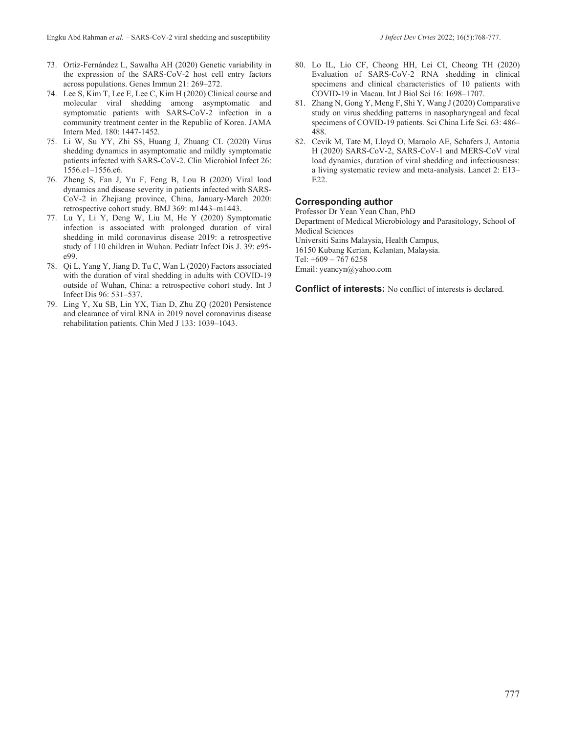73. Ortiz-Fernández L, Sawalha AH (2020) Genetic variability in the expression of the SARS-CoV-2 host cell entry factors across populations. Genes Immun 21: 269–272.
74. Lee S, Kim T, Lee E, Lee C, Kim H (2020) Clinical course and molecular viral shedding among asymptomatic and symptomatic patients with SARS-CoV-2 infection in a community treatment center in the Republic of Korea. JAMA Intern Med. 180: 1447-1452.
75. Li W, Su YY, Zhi SS, Huang J, Zhuang CL (2020) Virus shedding dynamics in asymptomatic and mildly symptomatic patients infected with SARS-CoV-2. Clin Microbiol Infect 26: 1556.e1–1556.e6.
76. Zheng S, Fan J, Yu F, Feng B, Lou B (2020) Viral load dynamics and disease severity in patients infected with SARS-CoV-2 in Zhejiang province, China, January-March 2020: retrospective cohort study. BMJ 369: m1443–m1443.
77. Lu Y, Li Y, Deng W, Liu M, He Y (2020) Symptomatic infection is associated with prolonged duration of viral shedding in mild coronavirus disease 2019: a retrospective study of 110 children in Wuhan. Pediatr Infect Dis J. 39: e95-e99.
78. Qi L, Yang Y, Jiang D, Tu C, Wan L (2020) Factors associated with the duration of viral shedding in adults with COVID-19 outside of Wuhan, China: a retrospective cohort study. Int J Infect Dis 96: 531–537.
79. Ling Y, Xu SB, Lin YX, Tian D, Zhu ZQ (2020) Persistence and clearance of viral RNA in 2019 novel coronavirus disease rehabilitation patients. Chin Med J 133: 1039–1043.
80. Lo IL, Lio CF, Cheong HH, Lei CI, Cheong TH (2020) Evaluation of SARS-CoV-2 RNA shedding in clinical specimens and clinical characteristics of 10 patients with COVID-19 in Macau. Int J Biol Sci 16: 1698–1707.
81. Zhang N, Gong Y, Meng F, Shi Y, Wang J (2020) Comparative study on virus shedding patterns in nasopharyngeal and fecal specimens of COVID-19 patients. Sci China Life Sci. 63: 486–488.
82. Cevik M, Tate M, Lloyd O, Maraolo AE, Schafers J, Antonia H (2020) SARS-CoV-2, SARS-CoV-1 and MERS-CoV viral load dynamics, duration of viral shedding and infectiousness: a living systematic review and meta-analysis. Lancet 2: E13–E22.

## Corresponding author

Professor Dr Yean Yean Chan, PhD
Department of Medical Microbiology and Parasitology, School of Medical Sciences
Universiti Sains Malaysia, Health Campus,
16150 Kubang Kerian, Kelantan, Malaysia.
Tel: +609 – 767 6258
Email: yeancyn@yahoo.com

**Conflict of interests:** No conflict of interests is declared.